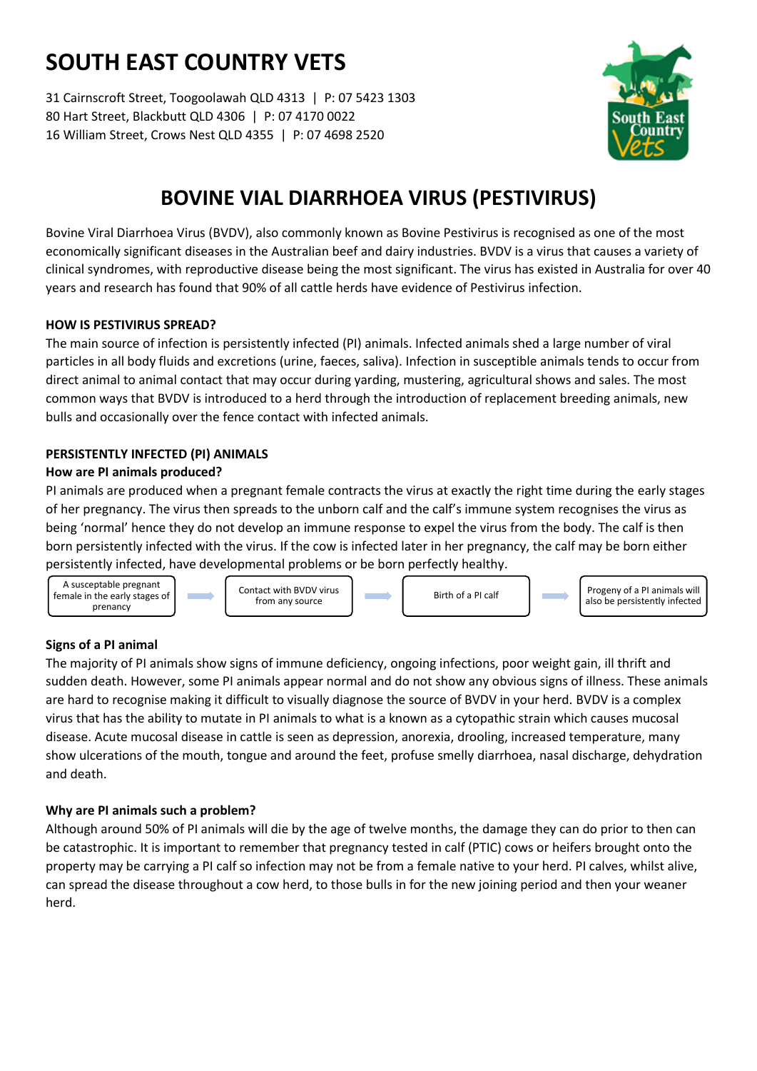# SOUTH EAST COUNTRY VETS

31 Cairnscroft Street, Toogoolawah QLD 4313 | P: 07 5423 1303
80 Hart Street, Blackbutt QLD 4306 | P: 07 4170 0022
16 William Street, Crows Nest QLD 4355 | P: 07 4698 2520

## BOVINE VIAL DIARRHOEA VIRUS (PESTIVIRUS)

Bovine Viral Diarrhoea Virus (BVDV), also commonly known as Bovine Pestivirus is recognised as one of the most economically significant diseases in the Australian beef and dairy industries. BVDV is a virus that causes a variety of clinical syndromes, with reproductive disease being the most significant. The virus has existed in Australia for over 40 years and research has found that 90% of all cattle herds have evidence of Pestivirus infection.

**HOW IS PESTIVIRUS SPREAD?**

The main source of infection is persistently infected (PI) animals. Infected animals shed a large number of viral particles in all body fluids and excretions (urine, faeces, saliva). Infection in susceptible animals tends to occur from direct animal to animal contact that may occur during yarding, mustering, agricultural shows and sales. The most common ways that BVDV is introduced to a herd through the introduction of replacement breeding animals, new bulls and occasionally over the fence contact with infected animals.

**PERSISTENTLY INFECTED (PI) ANIMALS**

**How are PI animals produced?**

PI animals are produced when a pregnant female contracts the virus at exactly the right time during the early stages of her pregnancy. The virus then spreads to the unborn calf and the calf's immune system recognises the virus as being 'normal' hence they do not develop an immune response to expel the virus from the body. The calf is then born persistently infected with the virus. If the cow is infected later in her pregnancy, the calf may be born either persistently infected, have developmental problems or be born perfectly healthy.

A susceptible pregnant female in the early stages of prenancy → Contact with BVDV virus from any source → Birth of a PI calf → Progeny of a PI animals will also be persistently infected

**Signs of a PI animal**

The majority of PI animals show signs of immune deficiency, ongoing infections, poor weight gain, ill thrift and sudden death. However, some PI animals appear normal and do not show any obvious signs of illness. These animals are hard to recognise making it difficult to visually diagnose the source of BVDV in your herd. BVDV is a complex virus that has the ability to mutate in PI animals to what is a known as a cytopathic strain which causes mucosal disease. Acute mucosal disease in cattle is seen as depression, anorexia, drooling, increased temperature, many show ulcerations of the mouth, tongue and around the feet, profuse smelly diarrhoea, nasal discharge, dehydration and death.

**Why are PI animals such a problem?**

Although around 50% of PI animals will die by the age of twelve months, the damage they can do prior to then can be catastrophic. It is important to remember that pregnancy tested in calf (PTIC) cows or heifers brought onto the property may be carrying a PI calf so infection may not be from a female native to your herd. PI calves, whilst alive, can spread the disease throughout a cow herd, to those bulls in for the new joining period and then your weaner herd.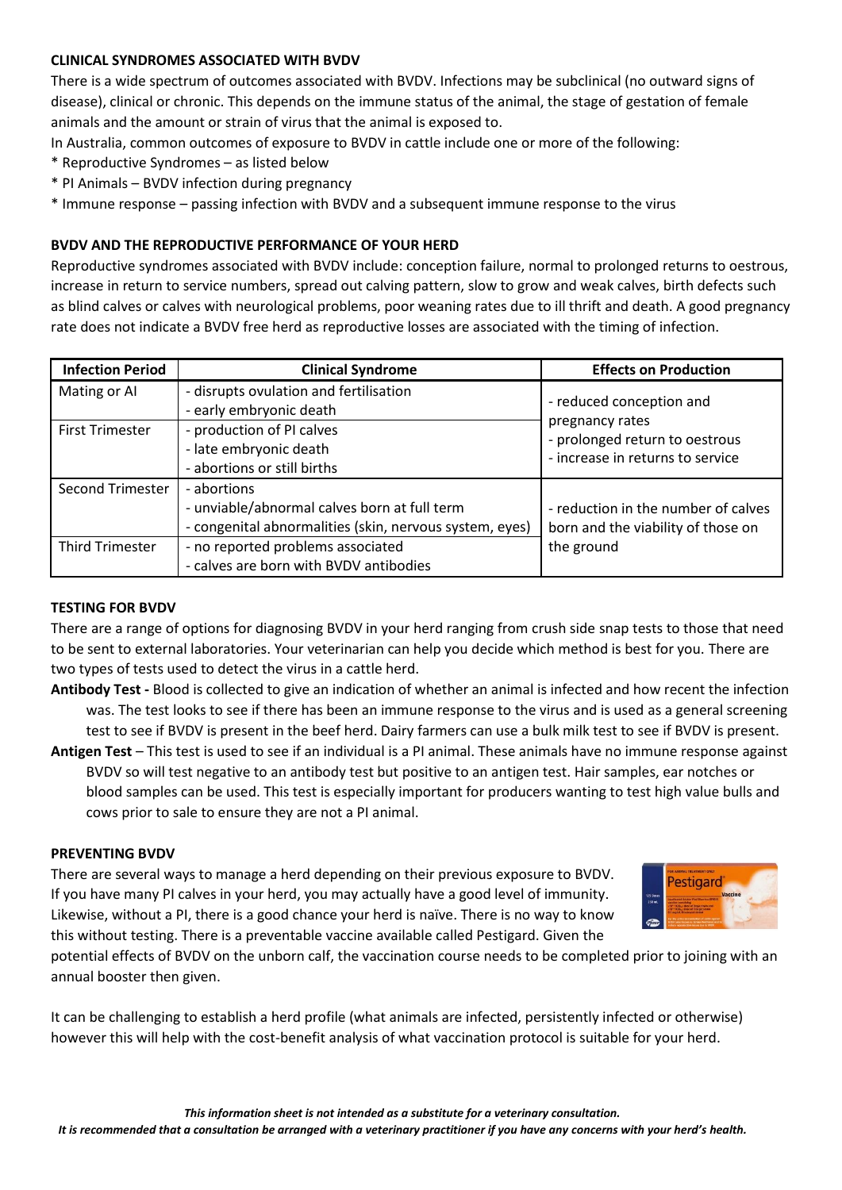### CLINICAL SYNDROMES ASSOCIATED WITH BVDV

There is a wide spectrum of outcomes associated with BVDV. Infections may be subclinical (no outward signs of disease), clinical or chronic. This depends on the immune status of the animal, the stage of gestation of female animals and the amount or strain of virus that the animal is exposed to.

In Australia, common outcomes of exposure to BVDV in cattle include one or more of the following:

* Reproductive Syndromes – as listed below
* PI Animals – BVDV infection during pregnancy
* Immune response – passing infection with BVDV and a subsequent immune response to the virus

### BVDV AND THE REPRODUCTIVE PERFORMANCE OF YOUR HERD

Reproductive syndromes associated with BVDV include: conception failure, normal to prolonged returns to oestrous, increase in return to service numbers, spread out calving pattern, slow to grow and weak calves, birth defects such as blind calves or calves with neurological problems, poor weaning rates due to ill thrift and death. A good pregnancy rate does not indicate a BVDV free herd as reproductive losses are associated with the timing of infection.

| Infection Period | Clinical Syndrome | Effects on Production |
| --- | --- | --- |
| Mating or AI | - disrupts ovulation and fertilisation<br>- early embryonic death | - reduced conception and pregnancy rates<br>- prolonged return to oestrous<br>- increase in returns to service |
| First Trimester | - production of PI calves<br>- late embryonic death<br>- abortions or still births | |
| Second Trimester | - abortions<br>- unviable/abnormal calves born at full term<br>- congenital abnormalities (skin, nervous system, eyes) | - reduction in the number of calves born and the viability of those on the ground |
| Third Trimester | - no reported problems associated<br>- calves are born with BVDV antibodies | |

### TESTING FOR BVDV

There are a range of options for diagnosing BVDV in your herd ranging from crush side snap tests to those that need to be sent to external laboratories. Your veterinarian can help you decide which method is best for you. There are two types of tests used to detect the virus in a cattle herd.

**Antibody Test -** Blood is collected to give an indication of whether an animal is infected and how recent the infection was. The test looks to see if there has been an immune response to the virus and is used as a general screening test to see if BVDV is present in the beef herd. Dairy farmers can use a bulk milk test to see if BVDV is present.

**Antigen Test** – This test is used to see if an individual is a PI animal. These animals have no immune response against BVDV so will test negative to an antibody test but positive to an antigen test. Hair samples, ear notches or blood samples can be used. This test is especially important for producers wanting to test high value bulls and cows prior to sale to ensure they are not a PI animal.

### PREVENTING BVDV

There are several ways to manage a herd depending on their previous exposure to BVDV. If you have many PI calves in your herd, you may actually have a good level of immunity. Likewise, without a PI, there is a good chance your herd is naïve. There is no way to know this without testing. There is a preventable vaccine available called Pestigard. Given the potential effects of BVDV on the unborn calf, the vaccination course needs to be completed prior to joining with an annual booster then given.

It can be challenging to establish a herd profile (what animals are infected, persistently infected or otherwise) however this will help with the cost-benefit analysis of what vaccination protocol is suitable for your herd.

***This information sheet is not intended as a substitute for a veterinary consultation.***
***It is recommended that a consultation be arranged with a veterinary practitioner if you have any concerns with your herd's health.***